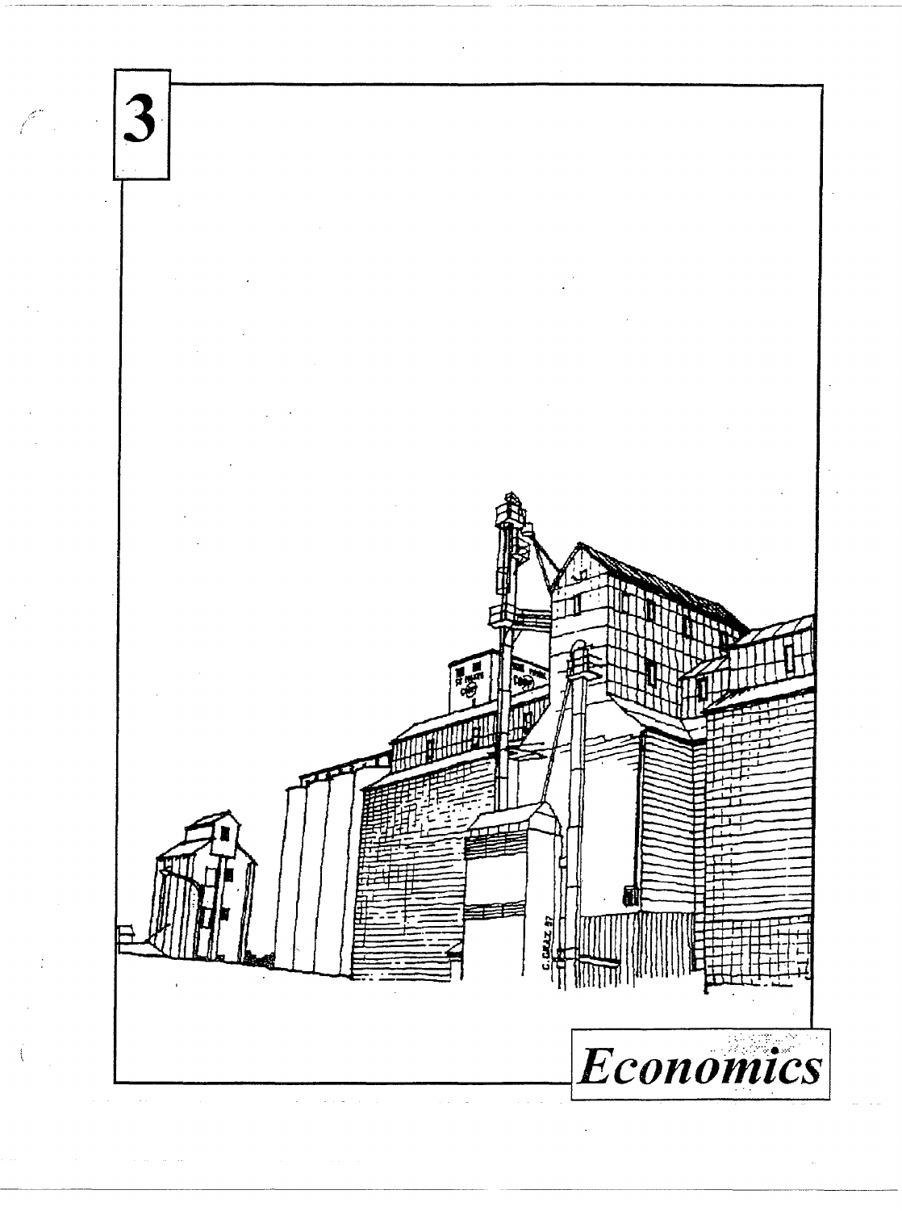# 3

# *Economics*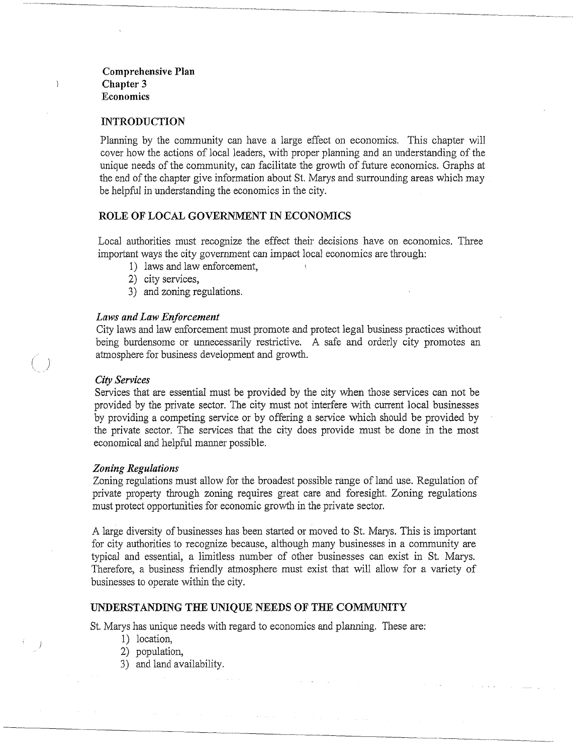**Comprehensive Plan**
**Chapter 3**
**Economics**

## INTRODUCTION

Planning by the community can have a large effect on economics. This chapter will cover how the actions of local leaders, with proper planning and an understanding of the unique needs of the community, can facilitate the growth of future economics. Graphs at the end of the chapter give information about St. Marys and surrounding areas which may be helpful in understanding the economics in the city.

## ROLE OF LOCAL GOVERNMENT IN ECONOMICS

Local authorities must recognize the effect their decisions have on economics. Three important ways the city government can impact local economics are through:

1) laws and law enforcement,
2) city services,
3) and zoning regulations.

### *Laws and Law Enforcement*

City laws and law enforcement must promote and protect legal business practices without being burdensome or unnecessarily restrictive. A safe and orderly city promotes an atmosphere for business development and growth.

### *City Services*

Services that are essential must be provided by the city when those services can not be provided by the private sector. The city must not interfere with current local businesses by providing a competing service or by offering a service which should be provided by the private sector. The services that the city does provide must be done in the most economical and helpful manner possible.

### *Zoning Regulations*

Zoning regulations must allow for the broadest possible range of land use. Regulation of private property through zoning requires great care and foresight. Zoning regulations must protect opportunities for economic growth in the private sector.

A large diversity of businesses has been started or moved to St. Marys. This is important for city authorities to recognize because, although many businesses in a community are typical and essential, a limitless number of other businesses can exist in St. Marys. Therefore, a business friendly atmosphere must exist that will allow for a variety of businesses to operate within the city.

## UNDERSTANDING THE UNIQUE NEEDS OF THE COMMUNITY

St. Marys has unique needs with regard to economics and planning. These are:

1) location,
2) population,
3) and land availability.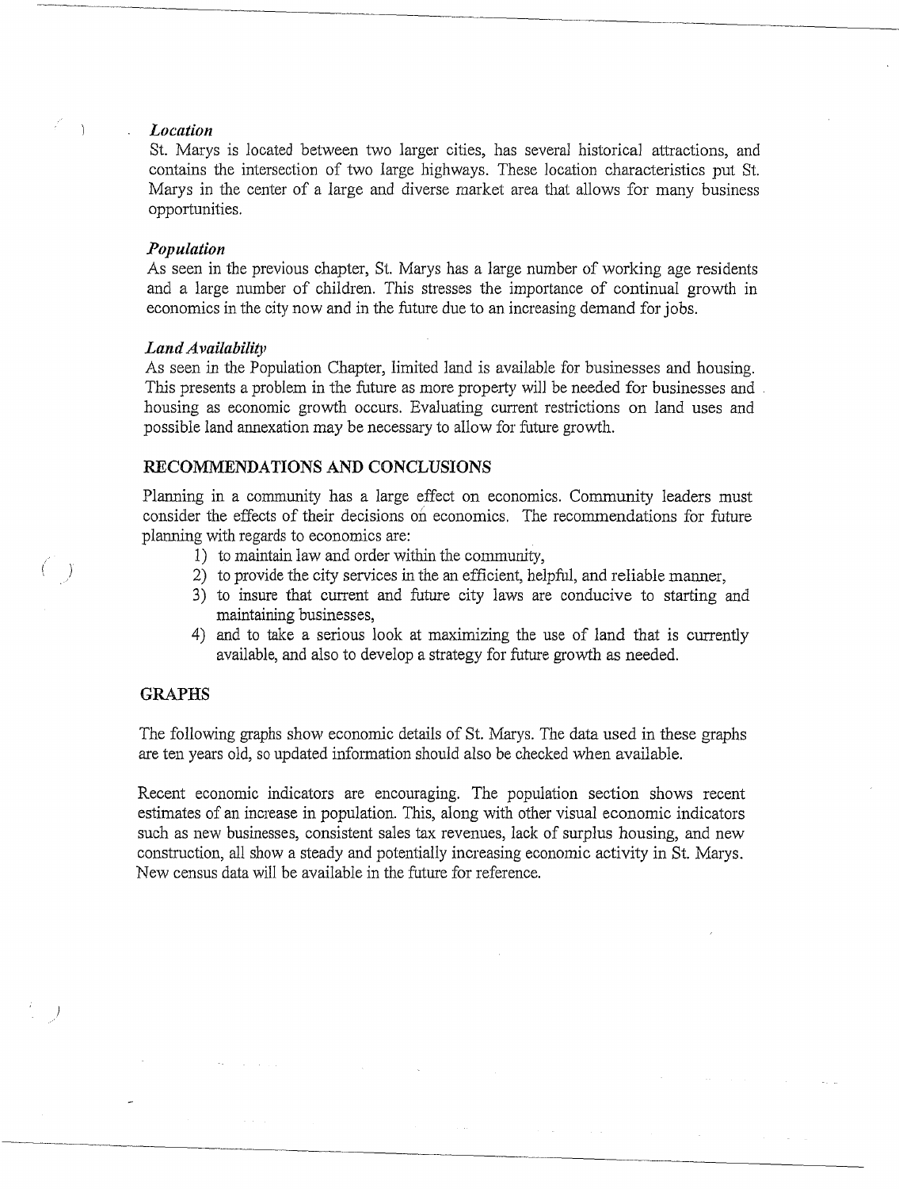### *Location*

St. Marys is located between two larger cities, has several historical attractions, and contains the intersection of two large highways. These location characteristics put St. Marys in the center of a large and diverse market area that allows for many business opportunities.

### *Population*

As seen in the previous chapter, St. Marys has a large number of working age residents and a large number of children. This stresses the importance of continual growth in economics in the city now and in the future due to an increasing demand for jobs.

### *Land Availability*

As seen in the Population Chapter, limited land is available for businesses and housing. This presents a problem in the future as more property will be needed for businesses and housing as economic growth occurs. Evaluating current restrictions on land uses and possible land annexation may be necessary to allow for future growth.

## RECOMMENDATIONS AND CONCLUSIONS

Planning in a community has a large effect on economics. Community leaders must consider the effects of their decisions on economics. The recommendations for future planning with regards to economics are:

1) to maintain law and order within the community,
2) to provide the city services in the an efficient, helpful, and reliable manner,
3) to insure that current and future city laws are conducive to starting and maintaining businesses,
4) and to take a serious look at maximizing the use of land that is currently available, and also to develop a strategy for future growth as needed.

## GRAPHS

The following graphs show economic details of St. Marys. The data used in these graphs are ten years old, so updated information should also be checked when available.

Recent economic indicators are encouraging. The population section shows recent estimates of an increase in population. This, along with other visual economic indicators such as new businesses, consistent sales tax revenues, lack of surplus housing, and new construction, all show a steady and potentially increasing economic activity in St. Marys. New census data will be available in the future for reference.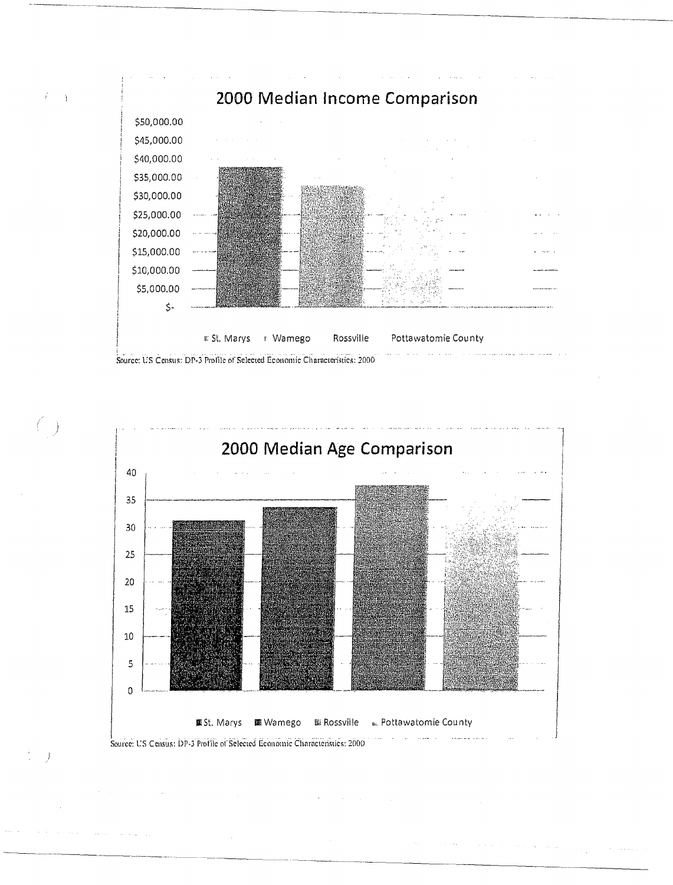## 2000 Median Income Comparison

$50,000.00
$45,000.00
$40,000.00
$35,000.00
$30,000.00
$25,000.00
$20,000.00
$15,000.00
$10,000.00
$5,000.00
$-

St. Marys  Wamego  Rossville  Pottawatomie County

Source: US Census: DP-3 Profile of Selected Economic Characteristics: 2000

## 2000 Median Age Comparison

40
35
30
25
20
15
10
5
0

St. Marys  Wamego  Rossville  Pottawatomie County

Source: US Census: DP-3 Profile of Selected Economic Characteristics: 2000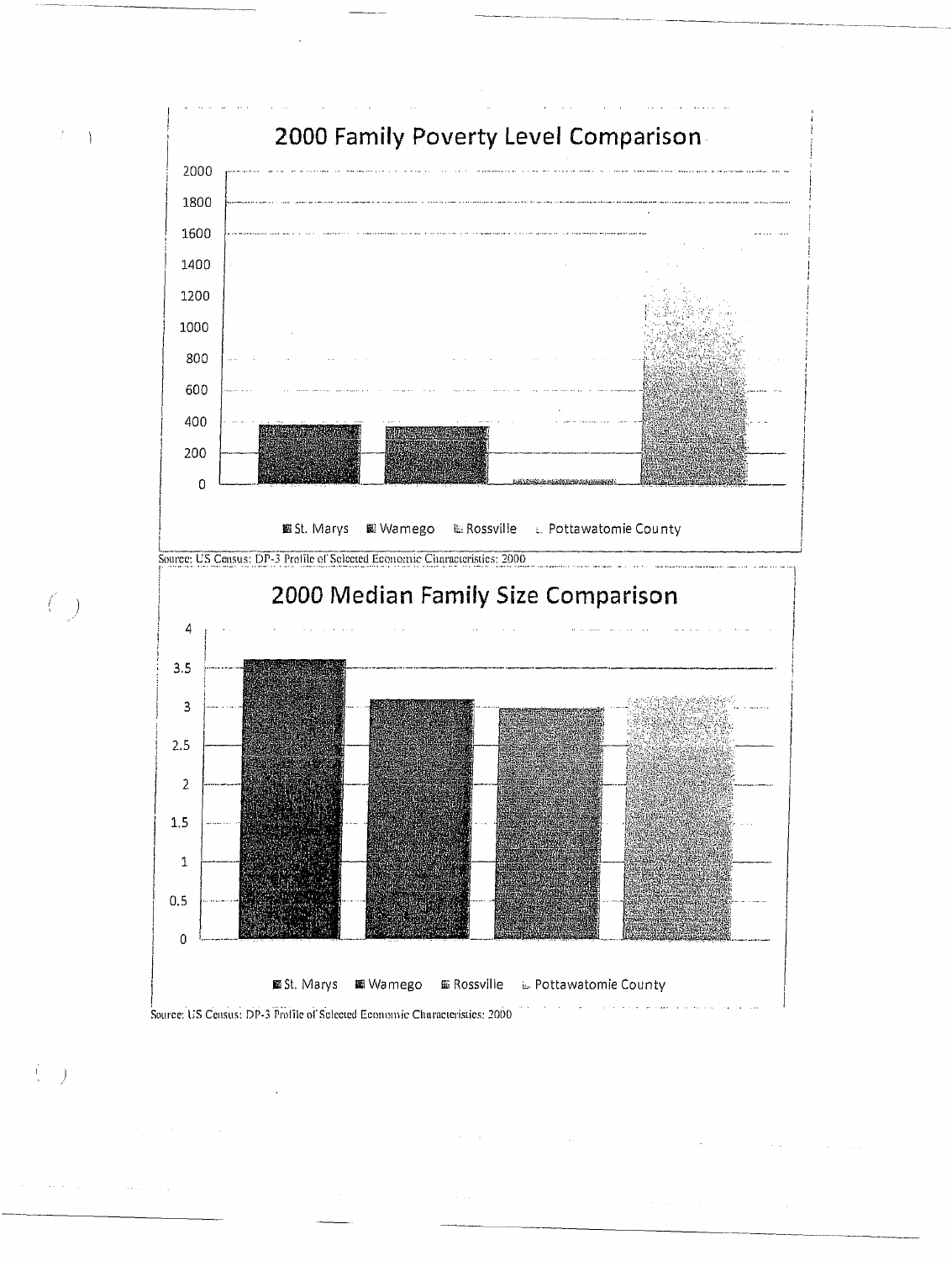## 2000 Family Poverty Level Comparison

St. Marys | Wamego | Rossville | Pottawatomie County

Source: US Census: DP-3 Profile of Selected Economic Characteristics: 2000

## 2000 Median Family Size Comparison

St. Marys | Wamego | Rossville | Pottawatomie County

Source: US Census: DP-3 Profile of Selected Economic Characteristics: 2000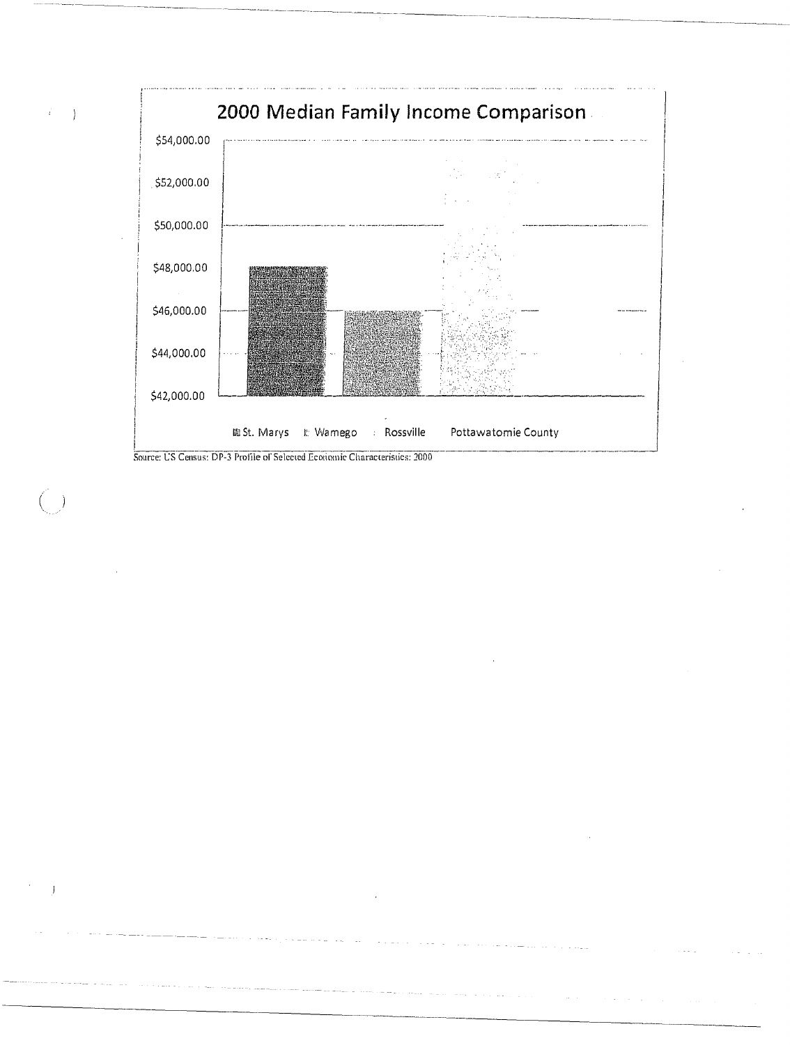## 2000 Median Family Income Comparison

$54,000.00

$52,000.00

$50,000.00

$48,000.00

$46,000.00

$44,000.00

$42,000.00

St. Marys | Wamego | Rossville | Pottawatomie County

Source: US Census: DP-3 Profile of Selected Economic Characteristics: 2000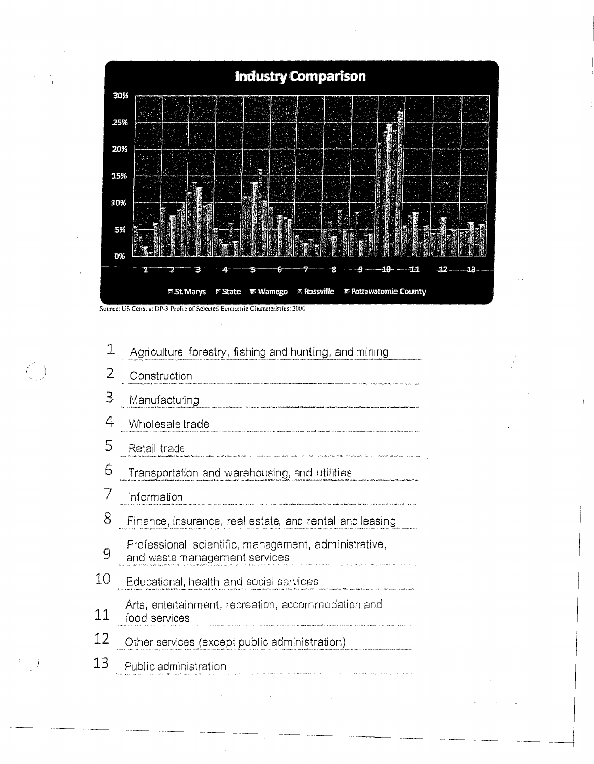**Industry Comparison**

30%
25%
20%
15%
10%
5%
0%

1 2 3 4 5 6 7 8 9 10 11 12 13

St. Marys   State   Wamego   Rossville   Pottawatomie County

Source: US Census: DP-3 Profile of Selected Economic Characteristics: 2000

1. Agriculture, forestry, fishing and hunting, and mining
2. Construction
3. Manufacturing
4. Wholesale trade
5. Retail trade
6. Transportation and warehousing, and utilities
7. Information
8. Finance, insurance, real estate, and rental and leasing
9. Professional, scientific, management, administrative, and waste management services
10. Educational, health and social services
11. Arts, entertainment, recreation, accommodation and food services
12. Other services (except public administration)
13. Public administration